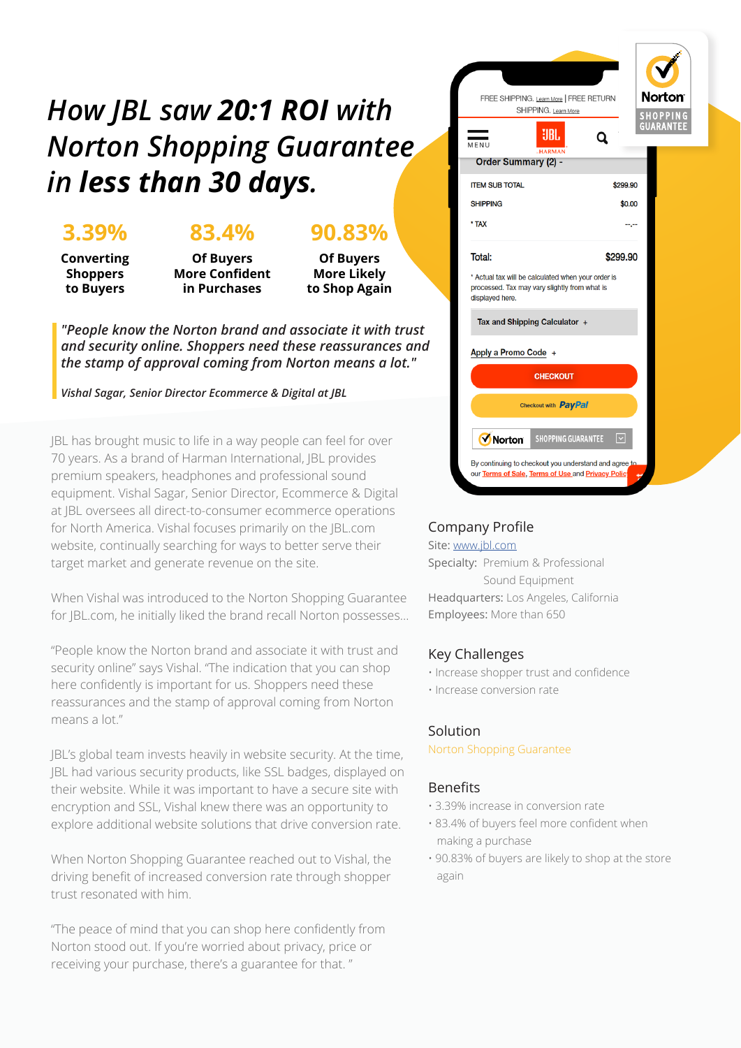# *How JBL saw **20:1 ROI** with Norton Shopping Guarantee in **less than 30 days.***

**3.39%**
**Converting Shoppers to Buyers**

**83.4%**
**Of Buyers More Confident in Purchases**

**90.83%**
**Of Buyers More Likely to Shop Again**

> *"People know the Norton brand and associate it with trust and security online. Shoppers need these reassurances and the stamp of approval coming from Norton means a lot."*
>
> *Vishal Sagar, Senior Director Ecommerce & Digital at JBL*

JBL has brought music to life in a way people can feel for over 70 years. As a brand of Harman International, JBL provides premium speakers, headphones and professional sound equipment. Vishal Sagar, Senior Director, Ecommerce & Digital at JBL oversees all direct-to-consumer ecommerce operations for North America. Vishal focuses primarily on the JBL.com website, continually searching for ways to better serve their target market and generate revenue on the site.

When Vishal was introduced to the Norton Shopping Guarantee for JBL.com, he initially liked the brand recall Norton possesses...

"People know the Norton brand and associate it with trust and security online" says Vishal. "The indication that you can shop here confidently is important for us. Shoppers need these reassurances and the stamp of approval coming from Norton means a lot."

JBL's global team invests heavily in website security. At the time, JBL had various security products, like SSL badges, displayed on their website. While it was important to have a secure site with encryption and SSL, Vishal knew there was an opportunity to explore additional website solutions that drive conversion rate.

When Norton Shopping Guarantee reached out to Vishal, the driving benefit of increased conversion rate through shopper trust resonated with him.

"The peace of mind that you can shop here confidently from Norton stood out. If you're worried about privacy, price or receiving your purchase, there's a guarantee for that."

## Company Profile

Site: www.jbl.com
Specialty: Premium & Professional Sound Equipment
Headquarters: Los Angeles, California
Employees: More than 650

## Key Challenges

- Increase shopper trust and confidence
- Increase conversion rate

## Solution

Norton Shopping Guarantee

## Benefits

- 3.39% increase in conversion rate
- 83.4% of buyers feel more confident when making a purchase
- 90.83% of buyers are likely to shop at the store again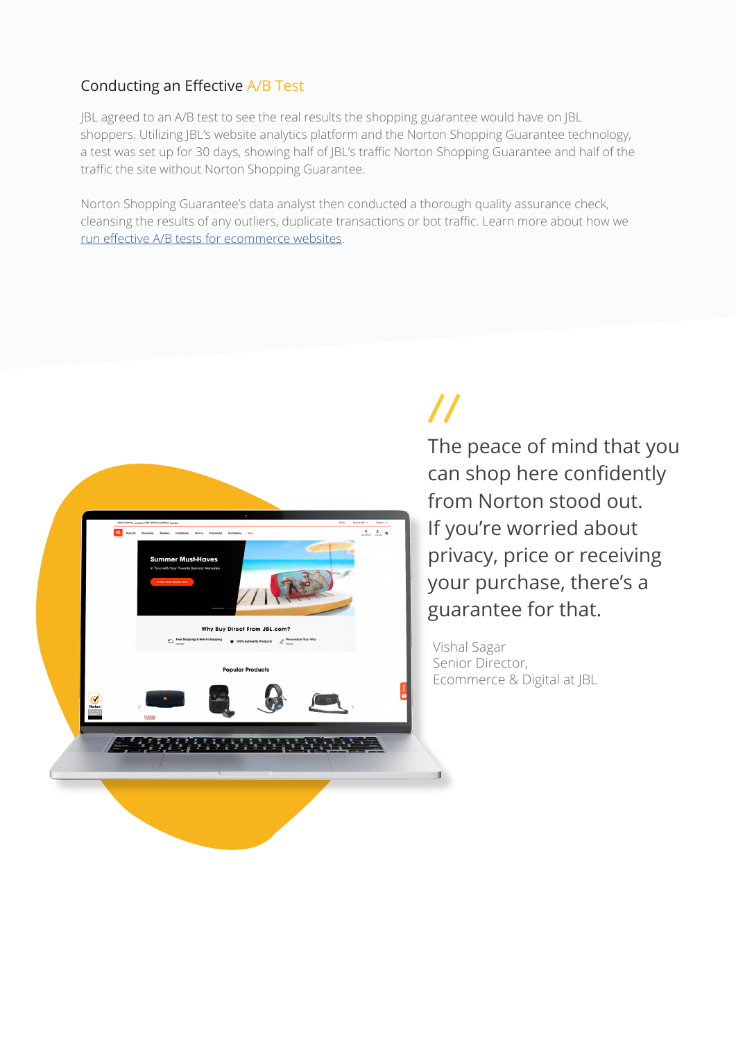## Conducting an Effective A/B Test

JBL agreed to an A/B test to see the real results the shopping guarantee would have on JBL shoppers. Utilizing JBL's website analytics platform and the Norton Shopping Guarantee technology, a test was set up for 30 days, showing half of JBL's traffic Norton Shopping Guarantee and half of the traffic the site without Norton Shopping Guarantee.

Norton Shopping Guarantee's data analyst then conducted a thorough quality assurance check, cleansing the results of any outliers, duplicate transactions or bot traffic. Learn more about how we run effective A/B tests for ecommerce websites.

> The peace of mind that you can shop here confidently from Norton stood out. If you're worried about privacy, price or receiving your purchase, there's a guarantee for that.

Vishal Sagar
Senior Director,
Ecommerce & Digital at JBL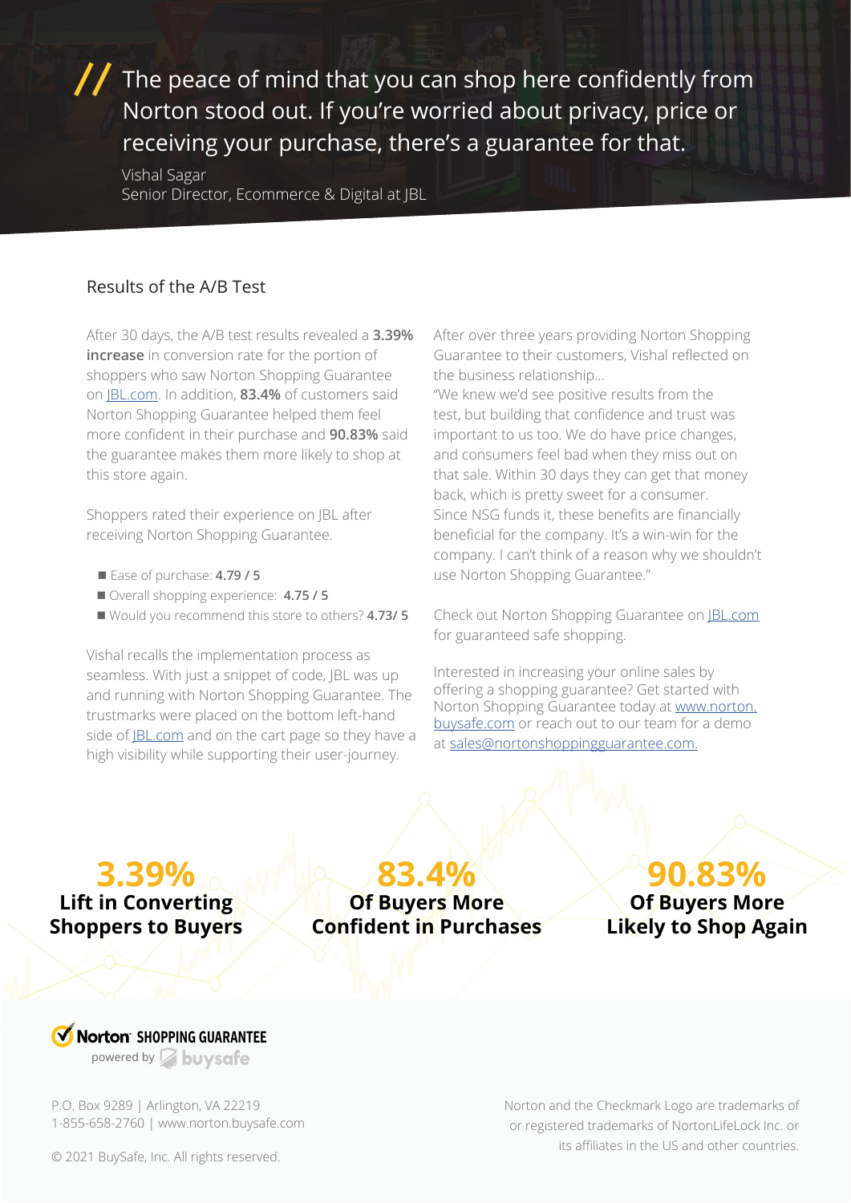> // The peace of mind that you can shop here confidently from Norton stood out. If you're worried about privacy, price or receiving your purchase, there's a guarantee for that.
>
> Vishal Sagar
> Senior Director, Ecommerce & Digital at JBL

## Results of the A/B Test

After 30 days, the A/B test results revealed a **3.39% increase** in conversion rate for the portion of shoppers who saw Norton Shopping Guarantee on JBL.com. In addition, **83.4%** of customers said Norton Shopping Guarantee helped them feel more confident in their purchase and **90.83%** said the guarantee makes them more likely to shop at this store again.

Shoppers rated their experience on JBL after receiving Norton Shopping Guarantee.

- Ease of purchase: **4.79 / 5**
- Overall shopping experience: **4.75 / 5**
- Would you recommend this store to others? **4.73/ 5**

Vishal recalls the implementation process as seamless. With just a snippet of code, JBL was up and running with Norton Shopping Guarantee. The trustmarks were placed on the bottom left-hand side of JBL.com and on the cart page so they have a high visibility while supporting their user-journey.

After over three years providing Norton Shopping Guarantee to their customers, Vishal reflected on the business relationship...
"We knew we'd see positive results from the test, but building that confidence and trust was important to us too. We do have price changes, and consumers feel bad when they miss out on that sale. Within 30 days they can get that money back, which is pretty sweet for a consumer. Since NSG funds it, these benefits are financially beneficial for the company. It's a win-win for the company. I can't think of a reason why we shouldn't use Norton Shopping Guarantee."

Check out Norton Shopping Guarantee on JBL.com for guaranteed safe shopping.

Interested in increasing your online sales by offering a shopping guarantee? Get started with Norton Shopping Guarantee today at www.norton.buysafe.com or reach out to our team for a demo at sales@nortonshoppingguarantee.com.

**3.39%**
**Lift in Converting Shoppers to Buyers**

**83.4%**
**Of Buyers More Confident in Purchases**

**90.83%**
**Of Buyers More Likely to Shop Again**

Norton SHOPPING GUARANTEE
powered by buysafe

P.O. Box 9289 | Arlington, VA 22219
1-855-658-2760 | www.norton.buysafe.com

© 2021 BuySafe, Inc. All rights reserved.

Norton and the Checkmark Logo are trademarks of or registered trademarks of NortonLifeLock Inc. or its affiliates in the US and other countries.